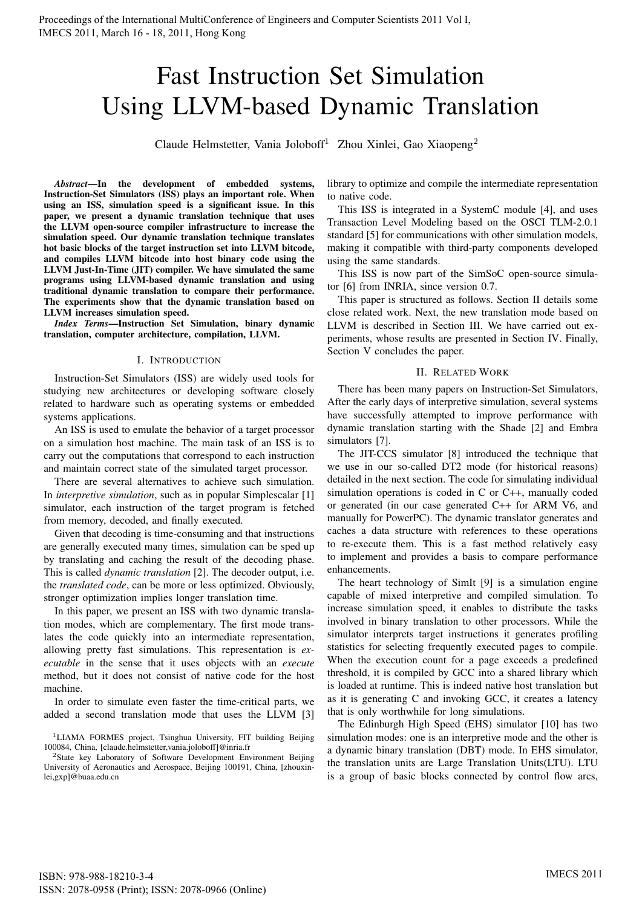# Fast Instruction Set Simulation Using LLVM-based Dynamic Translation

Claude Helmstetter, Vania Joloboff[1] Zhou Xinlei, Gao Xiaopeng[2]

***Abstract*—In the development of embedded systems, Instruction-Set Simulators (ISS) plays an important role. When using an ISS, simulation speed is a significant issue. In this paper, we present a dynamic translation technique that uses the LLVM open-source compiler infrastructure to increase the simulation speed. Our dynamic translation technique translates hot basic blocks of the target instruction set into LLVM bitcode, and compiles LLVM bitcode into host binary code using the LLVM Just-In-Time (JIT) compiler. We have simulated the same programs using LLVM-based dynamic translation and using traditional dynamic translation to compare their performance. The experiments show that the dynamic translation based on LLVM increases simulation speed.**

***Index Terms*—Instruction Set Simulation, binary dynamic translation, computer architecture, compilation, LLVM.**

## I. Introduction

Instruction-Set Simulators (ISS) are widely used tools for studying new architectures or developing software closely related to hardware such as operating systems or embedded systems applications.

An ISS is used to emulate the behavior of a target processor on a simulation host machine. The main task of an ISS is to carry out the computations that correspond to each instruction and maintain correct state of the simulated target processor.

There are several alternatives to achieve such simulation. In *interpretive simulation*, such as in popular Simplescalar [1] simulator, each instruction of the target program is fetched from memory, decoded, and finally executed.

Given that decoding is time-consuming and that instructions are generally executed many times, simulation can be sped up by translating and caching the result of the decoding phase. This is called *dynamic translation* [2]. The decoder output, i.e. the *translated code*, can be more or less optimized. Obviously, stronger optimization implies longer translation time.

In this paper, we present an ISS with two dynamic translation modes, which are complementary. The first mode translates the code quickly into an intermediate representation, allowing pretty fast simulations. This representation is *executable* in the sense that it uses objects with an *execute* method, but it does not consist of native code for the host machine.

In order to simulate even faster the time-critical parts, we added a second translation mode that uses the LLVM [3] library to optimize and compile the intermediate representation to native code.

This ISS is integrated in a SystemC module [4], and uses Transaction Level Modeling based on the OSCI TLM-2.0.1 standard [5] for communications with other simulation models, making it compatible with third-party components developed using the same standards.

This ISS is now part of the SimSoC open-source simulator [6] from INRIA, since version 0.7.

This paper is structured as follows. Section II details some close related work. Next, the new translation mode based on LLVM is described in Section III. We have carried out experiments, whose results are presented in Section IV. Finally, Section V concludes the paper.

## II. Related Work

There has been many papers on Instruction-Set Simulators, After the early days of interpretive simulation, several systems have successfully attempted to improve performance with dynamic translation starting with the Shade [2] and Embra simulators [7].

The JIT-CCS simulator [8] introduced the technique that we use in our so-called DT2 mode (for historical reasons) detailed in the next section. The code for simulating individual simulation operations is coded in C or C++, manually coded or generated (in our case generated C++ for ARM V6, and manually for PowerPC). The dynamic translator generates and caches a data structure with references to these operations to re-execute them. This is a fast method relatively easy to implement and provides a basis to compare performance enhancements.

The heart technology of SimIt [9] is a simulation engine capable of mixed interpretive and compiled simulation. To increase simulation speed, it enables to distribute the tasks involved in binary translation to other processors. While the simulator interprets target instructions it generates profiling statistics for selecting frequently executed pages to compile. When the execution count for a page exceeds a predefined threshold, it is compiled by GCC into a shared library which is loaded at runtime. This is indeed native host translation but as it is generating C and invoking GCC, it creates a latency that is only worthwhile for long simulations.

The Edinburgh High Speed (EHS) simulator [10] has two simulation modes: one is an interpretive mode and the other is a dynamic binary translation (DBT) mode. In EHS simulator, the translation units are Large Translation Units(LTU). LTU is a group of basic blocks connected by control flow arcs,

[1]LIAMA FORMES project, Tsinghua University, FIT building Beijing 100084, China, [claude.helmstetter,vania.joloboff]@inria.fr

[2]State key Laboratory of Software Development Environment Beijing University of Aeronautics and Aerospace, Beijing 100191, China, [zhouxinlei,gxp]@buaa.edu.cn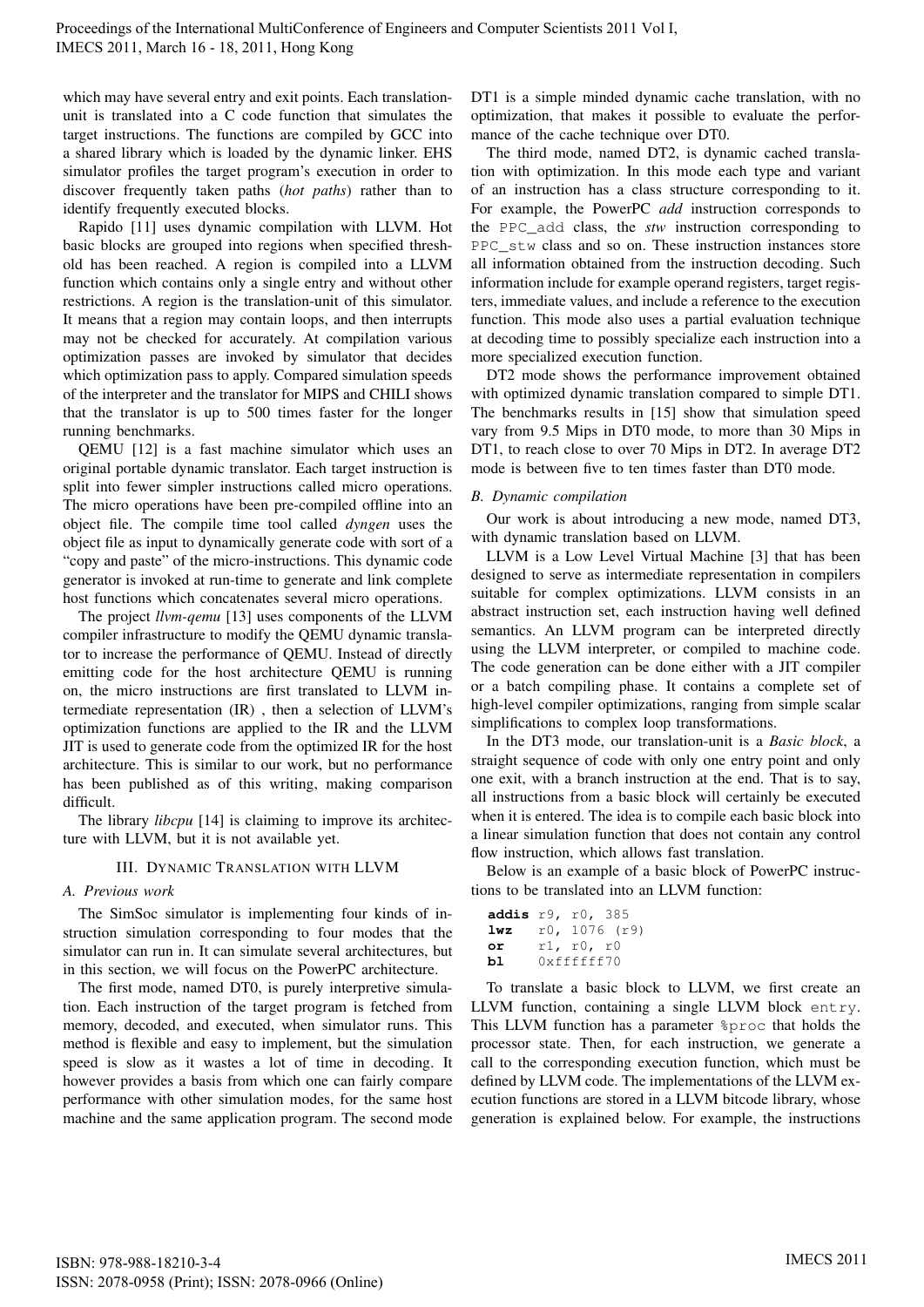which may have several entry and exit points. Each translation-unit is translated into a C code function that simulates the target instructions. The functions are compiled by GCC into a shared library which is loaded by the dynamic linker. EHS simulator profiles the target program's execution in order to discover frequently taken paths (*hot paths*) rather than to identify frequently executed blocks.

Rapido [11] uses dynamic compilation with LLVM. Hot basic blocks are grouped into regions when specified threshold has been reached. A region is compiled into a LLVM function which contains only a single entry and without other restrictions. A region is the translation-unit of this simulator. It means that a region may contain loops, and then interrupts may not be checked for accurately. At compilation various optimization passes are invoked by simulator that decides which optimization pass to apply. Compared simulation speeds of the interpreter and the translator for MIPS and CHILI shows that the translator is up to 500 times faster for the longer running benchmarks.

QEMU [12] is a fast machine simulator which uses an original portable dynamic translator. Each target instruction is split into fewer simpler instructions called micro operations. The micro operations have been pre-compiled offline into an object file. The compile time tool called *dyngen* uses the object file as input to dynamically generate code with sort of a "copy and paste" of the micro-instructions. This dynamic code generator is invoked at run-time to generate and link complete host functions which concatenates several micro operations.

The project *llvm-qemu* [13] uses components of the LLVM compiler infrastructure to modify the QEMU dynamic translator to increase the performance of QEMU. Instead of directly emitting code for the host architecture QEMU is running on, the micro instructions are first translated to LLVM intermediate representation (IR) , then a selection of LLVM's optimization functions are applied to the IR and the LLVM JIT is used to generate code from the optimized IR for the host architecture. This is similar to our work, but no performance has been published as of this writing, making comparison difficult.

The library *libcpu* [14] is claiming to improve its architecture with LLVM, but it is not available yet.

## III. Dynamic Translation with LLVM

### A. Previous work

The SimSoc simulator is implementing four kinds of instruction simulation corresponding to four modes that the simulator can run in. It can simulate several architectures, but in this section, we will focus on the PowerPC architecture.

The first mode, named DT0, is purely interpretive simulation. Each instruction of the target program is fetched from memory, decoded, and executed, when simulator runs. This method is flexible and easy to implement, but the simulation speed is slow as it wastes a lot of time in decoding. It however provides a basis from which one can fairly compare performance with other simulation modes, for the same host machine and the same application program. The second mode DT1 is a simple minded dynamic cache translation, with no optimization, that makes it possible to evaluate the performance of the cache technique over DT0.

The third mode, named DT2, is dynamic cached translation with optimization. In this mode each type and variant of an instruction has a class structure corresponding to it. For example, the PowerPC *add* instruction corresponds to the `PPC_add` class, the *stw* instruction corresponding to `PPC_stw` class and so on. These instruction instances store all information obtained from the instruction decoding. Such information include for example operand registers, target registers, immediate values, and include a reference to the execution function. This mode also uses a partial evaluation technique at decoding time to possibly specialize each instruction into a more specialized execution function.

DT2 mode shows the performance improvement obtained with optimized dynamic translation compared to simple DT1. The benchmarks results in [15] show that simulation speed vary from 9.5 Mips in DT0 mode, to more than 30 Mips in DT1, to reach close to over 70 Mips in DT2. In average DT2 mode is between five to ten times faster than DT0 mode.

### B. Dynamic compilation

Our work is about introducing a new mode, named DT3, with dynamic translation based on LLVM.

LLVM is a Low Level Virtual Machine [3] that has been designed to serve as intermediate representation in compilers suitable for complex optimizations. LLVM consists in an abstract instruction set, each instruction having well defined semantics. An LLVM program can be interpreted directly using the LLVM interpreter, or compiled to machine code. The code generation can be done either with a JIT compiler or a batch compiling phase. It contains a complete set of high-level compiler optimizations, ranging from simple scalar simplifications to complex loop transformations.

In the DT3 mode, our translation-unit is a *Basic block*, a straight sequence of code with only one entry point and only one exit, with a branch instruction at the end. That is to say, all instructions from a basic block will certainly be executed when it is entered. The idea is to compile each basic block into a linear simulation function that does not contain any control flow instruction, which allows fast translation.

Below is an example of a basic block of PowerPC instructions to be translated into an LLVM function:

```
addis r9, r0, 385
lwz   r0, 1076 (r9)
or    r1, r0, r0
bl    0xffffff70
```

To translate a basic block to LLVM, we first create an LLVM function, containing a single LLVM block `entry`. This LLVM function has a parameter `%proc` that holds the processor state. Then, for each instruction, we generate a call to the corresponding execution function, which must be defined by LLVM code. The implementations of the LLVM execution functions are stored in a LLVM bitcode library, whose generation is explained below. For example, the instructions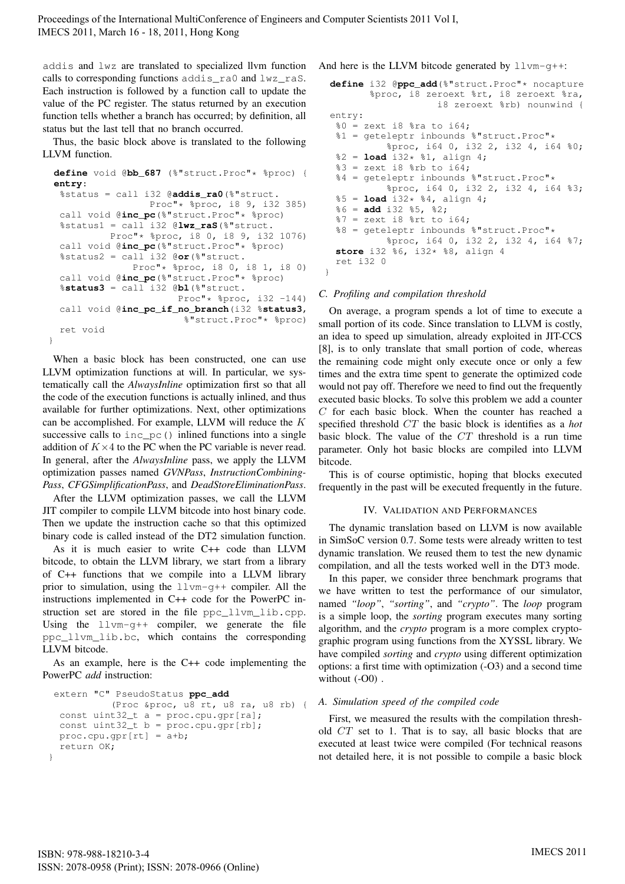addis and lwz are translated to specialized llvm function calls to corresponding functions addis_ra0 and lwz_raS. Each instruction is followed by a function call to update the value of the PC register. The status returned by an execution function tells whether a branch has occurred; by definition, all status but the last tell that no branch occurred.

Thus, the basic block above is translated to the following LLVM function.

```
define void @bb_687 (%"struct.Proc"* %proc) {
entry:
 %status = call i32 @addis_ra0(%"struct.
                Proc"* %proc, i8 9, i32 385)
 call void @inc_pc(%"struct.Proc"* %proc)
 %status1 = call i32 @lwz_raS(%"struct.
          Proc"* %proc, i8 0, i8 9, i32 1076)
 call void @inc_pc(%"struct.Proc"* %proc)
 %status2 = call i32 @or(%"struct.
              Proc"* %proc, i8 0, i8 1, i8 0)
 call void @inc_pc(%"struct.Proc"* %proc)
 %status3 = call i32 @bl(%"struct.
                       Proc"* %proc, i32 -144)
 call void @inc_pc_if_no_branch(i32 %status3,
                         %"struct.Proc"* %proc)
 ret void
}
```

When a basic block has been constructed, one can use LLVM optimization functions at will. In particular, we systematically call the *AlwaysInline* optimization first so that all the code of the execution functions is actually inlined, and thus available for further optimizations. Next, other optimizations can be accomplished. For example, LLVM will reduce the $K$ successive calls to inc_pc() inlined functions into a single addition of $K \times 4$ to the PC when the PC variable is never read. In general, after the *AlwaysInline* pass, we apply the LLVM optimization passes named *GVNPass*, *InstructionCombiningPass*, *CFGSimplificationPass*, and *DeadStoreEliminationPass*.

After the LLVM optimization passes, we call the LLVM JIT compiler to compile LLVM bitcode into host binary code. Then we update the instruction cache so that this optimized binary code is called instead of the DT2 simulation function.

As it is much easier to write C++ code than LLVM bitcode, to obtain the LLVM library, we start from a library of C++ functions that we compile into a LLVM library prior to simulation, using the llvm-g++ compiler. All the instructions implemented in C++ code for the PowerPC instruction set are stored in the file ppc_llvm_lib.cpp. Using the llvm-g++ compiler, we generate the file ppc_llvm_lib.bc, which contains the corresponding LLVM bitcode.

As an example, here is the C++ code implementing the PowerPC *add* instruction:

```
extern "C" PseudoStatus ppc_add
        (Proc &proc, u8 rt, u8 ra, u8 rb) {
  const uint32_t a = proc.cpu.gpr[ra];
  const uint32_t b = proc.cpu.gpr[rb];
  proc.cpu.gpr[rt] = a+b;
  return OK;
}
```

And here is the LLVM bitcode generated by llvm-g++:

```
define i32 @ppc_add(%"struct.Proc"* nocapture
       %proc, i8 zeroext %rt, i8 zeroext %ra,
                  i8 zeroext %rb) nounwind {
entry:
 %0 = zext i8 %ra to i64;
 %1 = geteleptr inbounds %"struct.Proc"*
        %proc, i64 0, i32 2, i32 4, i64 %0;
 %2 = load i32* %1, align 4;
 %3 = zext i8 %rb to i64;
 %4 = geteleptr inbounds %"struct.Proc"*
        %proc, i64 0, i32 2, i32 4, i64 %3;
 %5 = load i32* %4, align 4;
 %6 = add i32 %5, %2;
 %7 = zext i8 %rt to i64;
 %8 = geteleptr inbounds %"struct.Proc"*
        %proc, i64 0, i32 2, i32 4, i64 %7;
 store i32 %6, i32* %8, align 4
 ret i32 0
}
```

### C. Profiling and compilation threshold

On average, a program spends a lot of time to execute a small portion of its code. Since translation to LLVM is costly, an idea to speed up simulation, already exploited in JIT-CCS [8], is to only translate that small portion of code, whereas the remaining code might only execute once or only a few times and the extra time spent to generate the optimized code would not pay off. Therefore we need to find out the frequently executed basic blocks. To solve this problem we add a counter $C$ for each basic block. When the counter has reached a specified threshold $CT$ the basic block is identifies as a *hot* basic block. The value of the $CT$ threshold is a run time parameter. Only hot basic blocks are compiled into LLVM bitcode.

This is of course optimistic, hoping that blocks executed frequently in the past will be executed frequently in the future.

## IV. Validation and Performances

The dynamic translation based on LLVM is now available in SimSoC version 0.7. Some tests were already written to test dynamic translation. We reused them to test the new dynamic compilation, and all the tests worked well in the DT3 mode.

In this paper, we consider three benchmark programs that we have written to test the performance of our simulator, named *"loop"*, *"sorting"*, and *"crypto"*. The *loop* program is a simple loop, the *sorting* program executes many sorting algorithm, and the *crypto* program is a more complex cryptographic program using functions from the XYSSL library. We have compiled *sorting* and *crypto* using different optimization options: a first time with optimization (-O3) and a second time without (-O0) .

### A. Simulation speed of the compiled code

First, we measured the results with the compilation threshold $CT$ set to 1. That is to say, all basic blocks that are executed at least twice were compiled (For technical reasons not detailed here, it is not possible to compile a basic block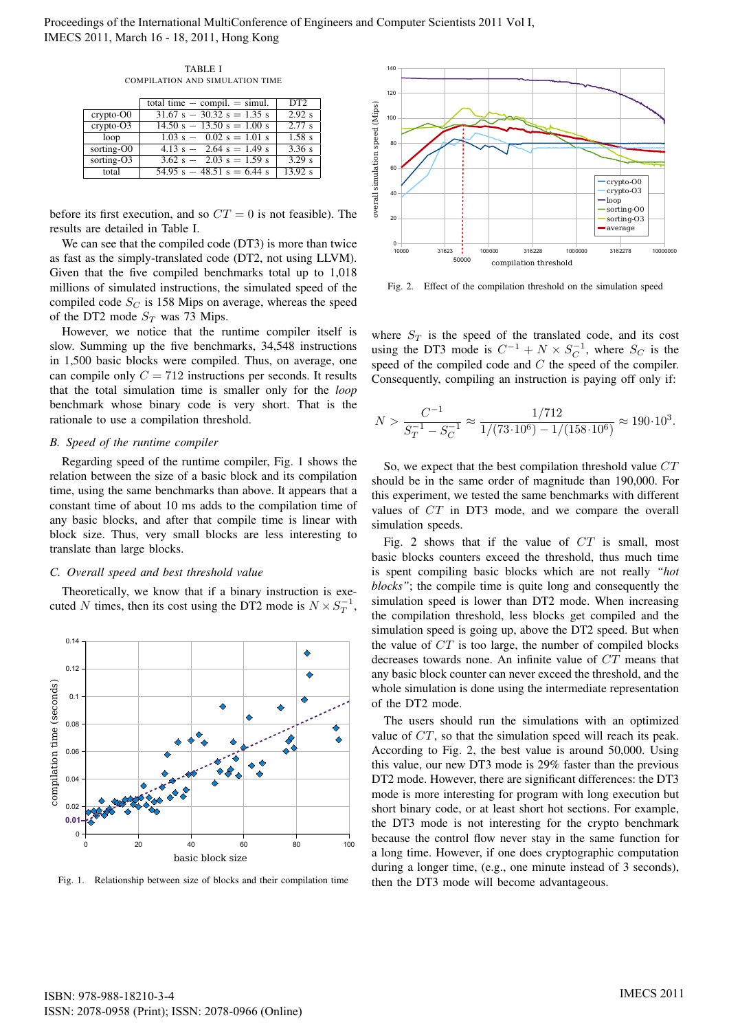TABLE I
COMPILATION AND SIMULATION TIME

| | total time − compil. = simul. | DT2 |
|---|---|---|
| crypto-O0 | 31.67 s − 30.32 s = 1.35 s | 2.92 s |
| crypto-O3 | 14.50 s − 13.50 s = 1.00 s | 2.77 s |
| loop | 1.03 s − 0.02 s = 1.01 s | 1.58 s |
| sorting-O0 | 4.13 s − 2.64 s = 1.49 s | 3.36 s |
| sorting-O3 | 3.62 s − 2.03 s = 1.59 s | 3.29 s |
| total | 54.95 s − 48.51 s = 6.44 s | 13.92 s |

before its first execution, and so $CT = 0$ is not feasible). The results are detailed in Table I.

We can see that the compiled code (DT3) is more than twice as fast as the simply-translated code (DT2, not using LLVM). Given that the five compiled benchmarks total up to 1,018 millions of simulated instructions, the simulated speed of the compiled code $S_C$ is 158 Mips on average, whereas the speed of the DT2 mode $S_T$ was 73 Mips.

However, we notice that the runtime compiler itself is slow. Summing up the five benchmarks, 34,548 instructions in 1,500 basic blocks were compiled. Thus, on average, one can compile only $C = 712$ instructions per seconds. It results that the total simulation time is smaller only for the *loop* benchmark whose binary code is very short. That is the rationale to use a compilation threshold.

### B. Speed of the runtime compiler

Regarding speed of the runtime compiler, Fig. 1 shows the relation between the size of a basic block and its compilation time, using the same benchmarks than above. It appears that a constant time of about 10 ms adds to the compilation time of any basic blocks, and after that compile time is linear with block size. Thus, very small blocks are less interesting to translate than large blocks.

### C. Overall speed and best threshold value

Theoretically, we know that if a binary instruction is executed $N$ times, then its cost using the DT2 mode is $N \times S_T^{-1}$,

Fig. 1. Relationship between size of blocks and their compilation time

Fig. 2. Effect of the compilation threshold on the simulation speed

where $S_T$ is the speed of the translated code, and its cost using the DT3 mode is $C^{-1} + N \times S_C^{-1}$, where $S_C$ is the speed of the compiled code and $C$ the speed of the compiler. Consequently, compiling an instruction is paying off only if:

$$N > \frac{C^{-1}}{S_T^{-1} - S_C^{-1}} \approx \frac{1/712}{1/(73 \cdot 10^6) - 1/(158 \cdot 10^6)} \approx 190 \cdot 10^3.$$

So, we expect that the best compilation threshold value $CT$ should be in the same order of magnitude than 190,000. For this experiment, we tested the same benchmarks with different values of $CT$ in DT3 mode, and we compare the overall simulation speeds.

Fig. 2 shows that if the value of $CT$ is small, most basic blocks counters exceed the threshold, thus much time is spent compiling basic blocks which are not really *"hot blocks"*; the compile time is quite long and consequently the simulation speed is lower than DT2 mode. When increasing the compilation threshold, less blocks get compiled and the simulation speed is going up, above the DT2 speed. But when the value of $CT$ is too large, the number of compiled blocks decreases towards none. An infinite value of $CT$ means that any basic block counter can never exceed the threshold, and the whole simulation is done using the intermediate representation of the DT2 mode.

The users should run the simulations with an optimized value of $CT$, so that the simulation speed will reach its peak. According to Fig. 2, the best value is around 50,000. Using this value, our new DT3 mode is 29% faster than the previous DT2 mode. However, there are significant differences: the DT3 mode is more interesting for program with long execution but short binary code, or at least short hot sections. For example, the DT3 mode is not interesting for the crypto benchmark because the control flow never stay in the same function for a long time. However, if one does cryptographic computation during a longer time, (e.g., one minute instead of 3 seconds), then the DT3 mode will become advantageous.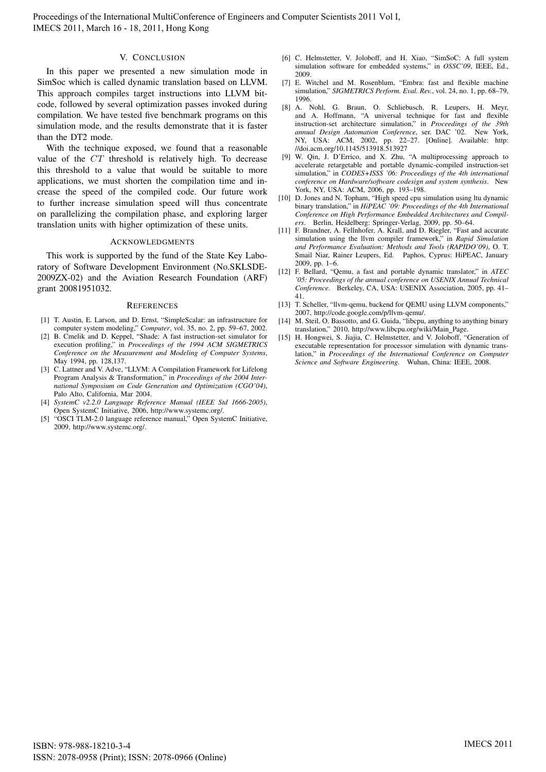## V. Conclusion

In this paper we presented a new simulation mode in SimSoc which is called dynamic translation based on LLVM. This approach compiles target instructions into LLVM bitcode, followed by several optimization passes invoked during compilation. We have tested five benchmark programs on this simulation mode, and the results demonstrate that it is faster than the DT2 mode.

With the technique exposed, we found that a reasonable value of the $CT$ threshold is relatively high. To decrease this threshold to a value that would be suitable to more applications, we must shorten the compilation time and increase the speed of the compiled code. Our future work to further increase simulation speed will thus concentrate on parallelizing the compilation phase, and exploring larger translation units with higher optimization of these units.

## Acknowledgments

This work is supported by the fund of the State Key Laboratory of Software Development Environment (No.SKLSDE-2009ZX-02) and the Aviation Research Foundation (ARF) grant 20081951032.

## References

[1] T. Austin, E. Larson, and D. Ernst, "SimpleScalar: an infrastructure for computer system modeling," *Computer*, vol. 35, no. 2, pp. 59–67, 2002.

[2] B. Cmelik and D. Keppel, "Shade: A fast instruction-set simulator for execution profiling," in *Proceedings of the 1994 ACM SIGMETRICS Conference on the Measurement and Modeling of Computer Systems*, May 1994, pp. 128,137.

[3] C. Lattner and V. Adve, "LLVM: A Compilation Framework for Lifelong Program Analysis & Transformation," in *Proceedings of the 2004 International Symposium on Code Generation and Optimization (CGO'04)*, Palo Alto, California, Mar 2004.

[4] *SystemC v2.2.0 Language Reference Manual (IEEE Std 1666-2005)*, Open SystemC Initiative, 2006, http://www.systemc.org/.

[5] "OSCI TLM-2.0 language reference manual," Open SystemC Initiative, 2009, http://www.systemc.org/.

[6] C. Helmstetter, V. Joloboff, and H. Xiao, "SimSoC: A full system simulation software for embedded systems," in *OSSC'09*, IEEE, Ed., 2009.

[7] E. Witchel and M. Rosenblum, "Embra: fast and flexible machine simulation," *SIGMETRICS Perform. Eval. Rev.*, vol. 24, no. 1, pp. 68–79, 1996.

[8] A. Nohl, G. Braun, O. Schliebusch, R. Leupers, H. Meyr, and A. Hoffmann, "A universal technique for fast and flexible instruction-set architecture simulation," in *Proceedings of the 39th annual Design Automation Conference*, ser. DAC '02. New York, NY, USA: ACM, 2002, pp. 22–27. [Online]. Available: http://doi.acm.org/10.1145/513918.513927

[9] W. Qin, J. D'Errico, and X. Zhu, "A multiprocessing approach to accelerate retargetable and portable dynamic-compiled instruction-set simulation," in *CODES+ISSS '06: Proceedings of the 4th international conference on Hardware/software codesign and system synthesis*. New York, NY, USA: ACM, 2006, pp. 193–198.

[10] D. Jones and N. Topham, "High speed cpu simulation using ltu dynamic binary translation," in *HiPEAC '09: Proceedings of the 4th International Conference on High Performance Embedded Architectures and Compilers*. Berlin, Heidelberg: Springer-Verlag, 2009, pp. 50–64.

[11] F. Brandner, A. Fellnhofer, A. Krall, and D. Riegler, "Fast and accurate simulation using the llvm compiler framework," in *Rapid Simulation and Performance Evaluation: Methods and Tools (RAPIDO'09)*, O. T. Smail Niar, Rainer Leupers, Ed. Paphos, Cyprus: HiPEAC, January 2009, pp. 1–6.

[12] F. Bellard, "Qemu, a fast and portable dynamic translator," in *ATEC '05: Proceedings of the annual conference on USENIX Annual Technical Conference*. Berkeley, CA, USA: USENIX Association, 2005, pp. 41–41.

[13] T. Scheller, "llvm-qemu, backend for QEMU using LLVM components," 2007, http://code.google.com/p/llvm-qemu/.

[14] M. Steil, O. Bassotto, and G. Guida, "libcpu, anything to anything binary translation," 2010, http://www.libcpu.org/wiki/Main_Page.

[15] H. Hongwei, S. Jiajia, C. Helmstetter, and V. Joloboff, "Generation of executable representation for processor simulation with dynamic translation," in *Proceedings of the International Conference on Computer Science and Software Engineering*. Wuhan, China: IEEE, 2008.